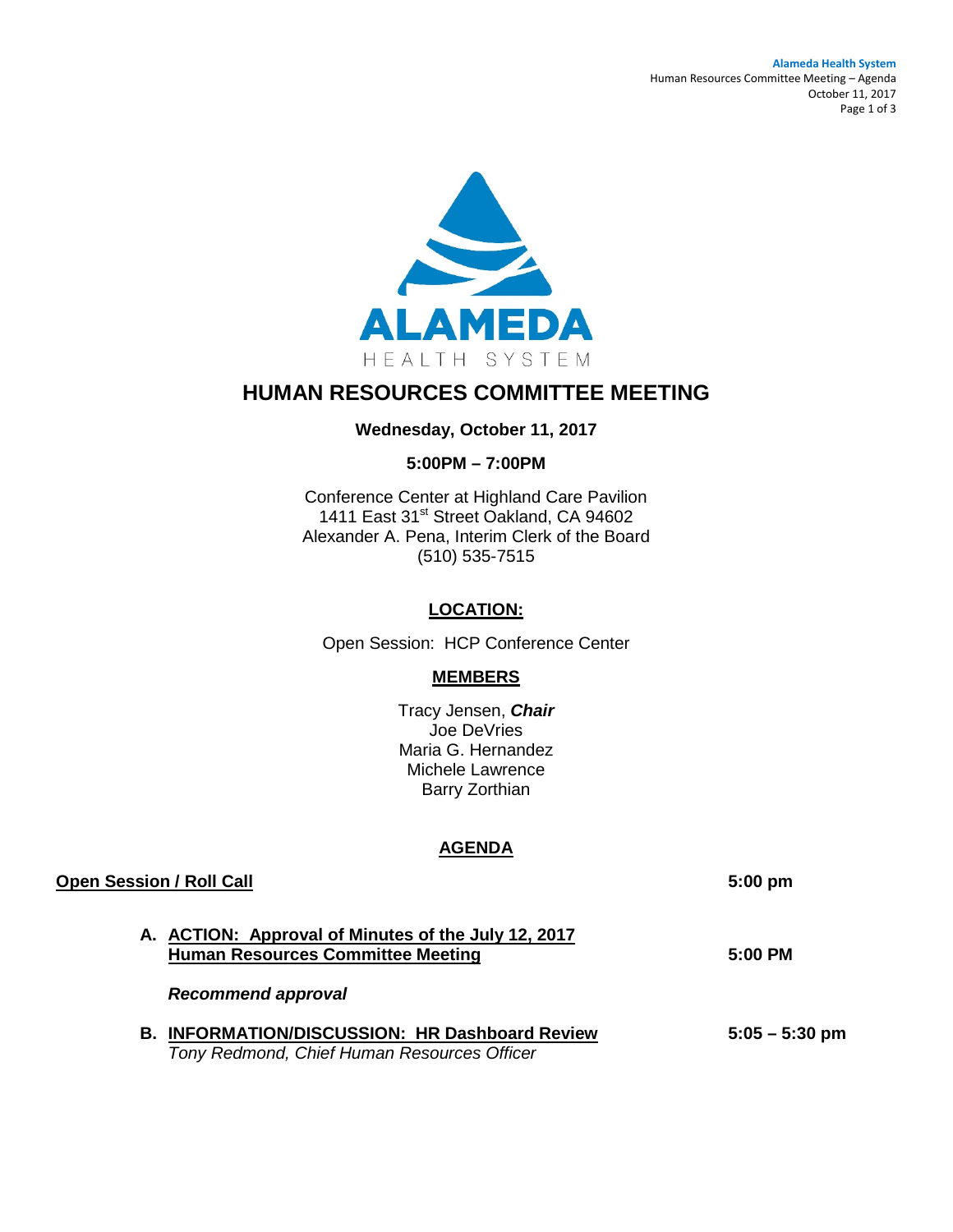# HUMAN RESOURCES COMMITTEE MEETING

**Wednesday, October 11, 2017**

**5:00PM – 7:00PM**

Conference Center at Highland Care Pavilion
1411 East 31st Street Oakland, CA 94602
Alexander A. Pena, Interim Clerk of the Board
(510) 535-7515

## LOCATION:

Open Session: HCP Conference Center

## MEMBERS

Tracy Jensen, ***Chair***
Joe DeVries
Maria G. Hernandez
Michele Lawrence
Barry Zorthian

## AGENDA

**Open Session / Roll Call** **5:00 pm**

**A. ACTION: Approval of Minutes of the July 12, 2017 Human Resources Committee Meeting** **5:00 PM**

***Recommend approval***

**B. INFORMATION/DISCUSSION: HR Dashboard Review** **5:05 – 5:30 pm**
*Tony Redmond, Chief Human Resources Officer*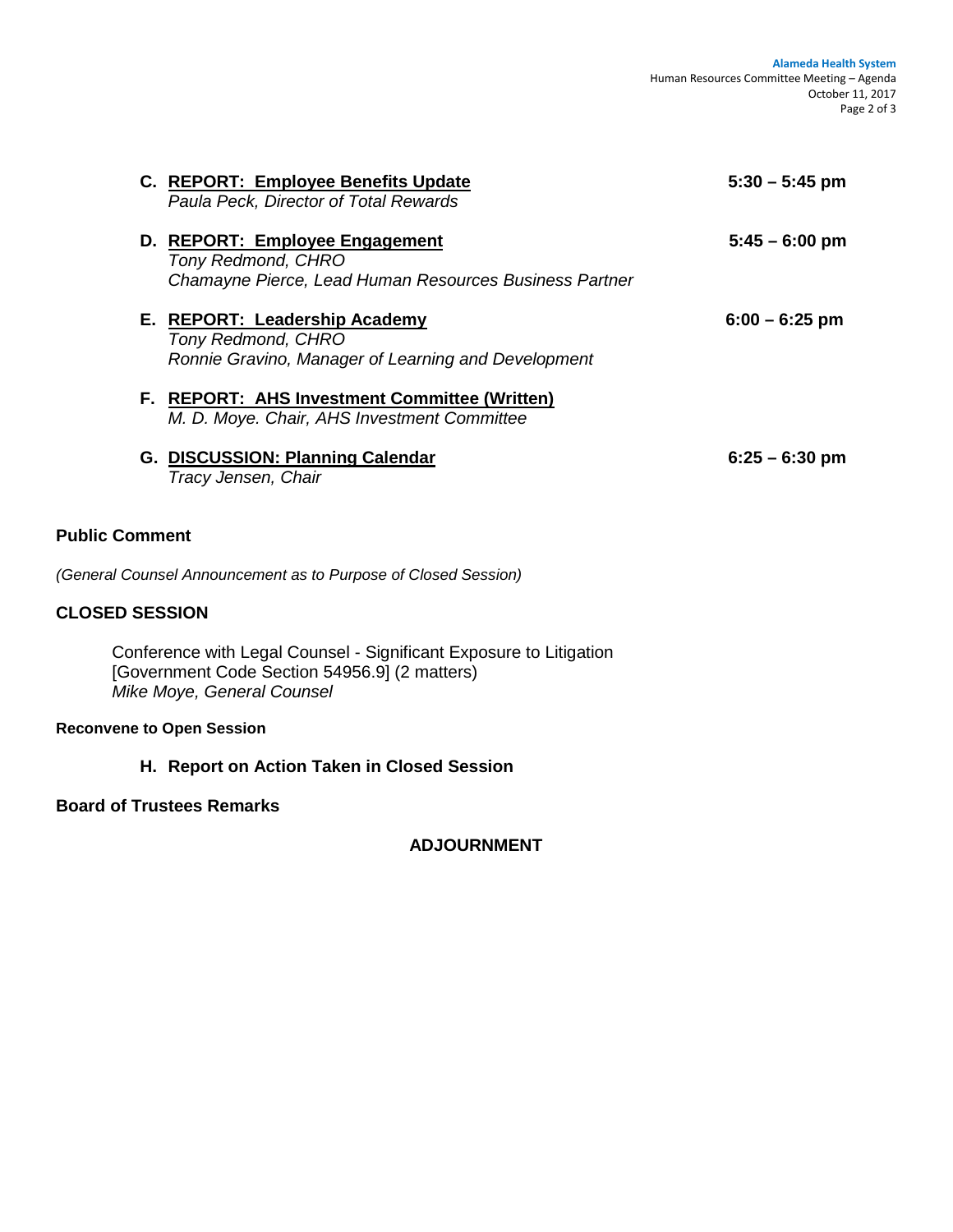**C. <u>REPORT: Employee Benefits Update</u>** **5:30 – 5:45 pm**
*Paula Peck, Director of Total Rewards*

**D. <u>REPORT: Employee Engagement</u>** **5:45 – 6:00 pm**
*Tony Redmond, CHRO*
*Chamayne Pierce, Lead Human Resources Business Partner*

**E. <u>REPORT: Leadership Academy</u>** **6:00 – 6:25 pm**
*Tony Redmond, CHRO*
*Ronnie Gravino, Manager of Learning and Development*

**F. <u>REPORT: AHS Investment Committee (Written)</u>**
*M. D. Moye. Chair, AHS Investment Committee*

**G. <u>DISCUSSION: Planning Calendar</u>** **6:25 – 6:30 pm**
*Tracy Jensen, Chair*

**Public Comment**

*(General Counsel Announcement as to Purpose of Closed Session)*

**CLOSED SESSION**

Conference with Legal Counsel - Significant Exposure to Litigation
[Government Code Section 54956.9] (2 matters)
*Mike Moye, General Counsel*

**Reconvene to Open Session**

**H. Report on Action Taken in Closed Session**

**Board of Trustees Remarks**

**ADJOURNMENT**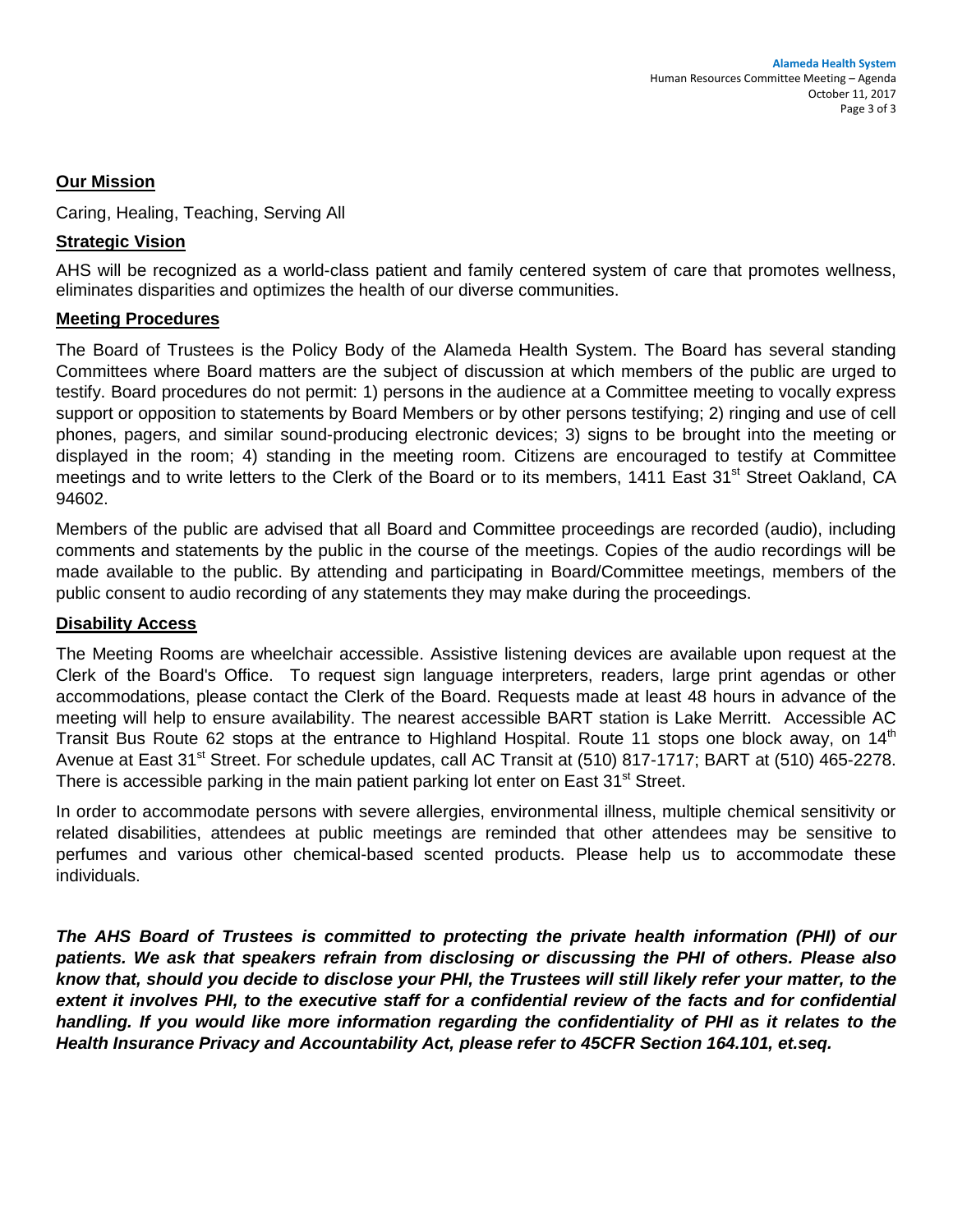## Our Mission

Caring, Healing, Teaching, Serving All

## Strategic Vision

AHS will be recognized as a world-class patient and family centered system of care that promotes wellness, eliminates disparities and optimizes the health of our diverse communities.

## Meeting Procedures

The Board of Trustees is the Policy Body of the Alameda Health System. The Board has several standing Committees where Board matters are the subject of discussion at which members of the public are urged to testify. Board procedures do not permit: 1) persons in the audience at a Committee meeting to vocally express support or opposition to statements by Board Members or by other persons testifying; 2) ringing and use of cell phones, pagers, and similar sound-producing electronic devices; 3) signs to be brought into the meeting or displayed in the room; 4) standing in the meeting room. Citizens are encouraged to testify at Committee meetings and to write letters to the Clerk of the Board or to its members, 1411 East 31st Street Oakland, CA 94602.

Members of the public are advised that all Board and Committee proceedings are recorded (audio), including comments and statements by the public in the course of the meetings. Copies of the audio recordings will be made available to the public. By attending and participating in Board/Committee meetings, members of the public consent to audio recording of any statements they may make during the proceedings.

## Disability Access

The Meeting Rooms are wheelchair accessible. Assistive listening devices are available upon request at the Clerk of the Board's Office. To request sign language interpreters, readers, large print agendas or other accommodations, please contact the Clerk of the Board. Requests made at least 48 hours in advance of the meeting will help to ensure availability. The nearest accessible BART station is Lake Merritt. Accessible AC Transit Bus Route 62 stops at the entrance to Highland Hospital. Route 11 stops one block away, on 14th Avenue at East 31st Street. For schedule updates, call AC Transit at (510) 817-1717; BART at (510) 465-2278. There is accessible parking in the main patient parking lot enter on East 31st Street.

In order to accommodate persons with severe allergies, environmental illness, multiple chemical sensitivity or related disabilities, attendees at public meetings are reminded that other attendees may be sensitive to perfumes and various other chemical-based scented products. Please help us to accommodate these individuals.

***The AHS Board of Trustees is committed to protecting the private health information (PHI) of our patients. We ask that speakers refrain from disclosing or discussing the PHI of others. Please also know that, should you decide to disclose your PHI, the Trustees will still likely refer your matter, to the extent it involves PHI, to the executive staff for a confidential review of the facts and for confidential handling. If you would like more information regarding the confidentiality of PHI as it relates to the Health Insurance Privacy and Accountability Act, please refer to 45CFR Section 164.101, et.seq.***